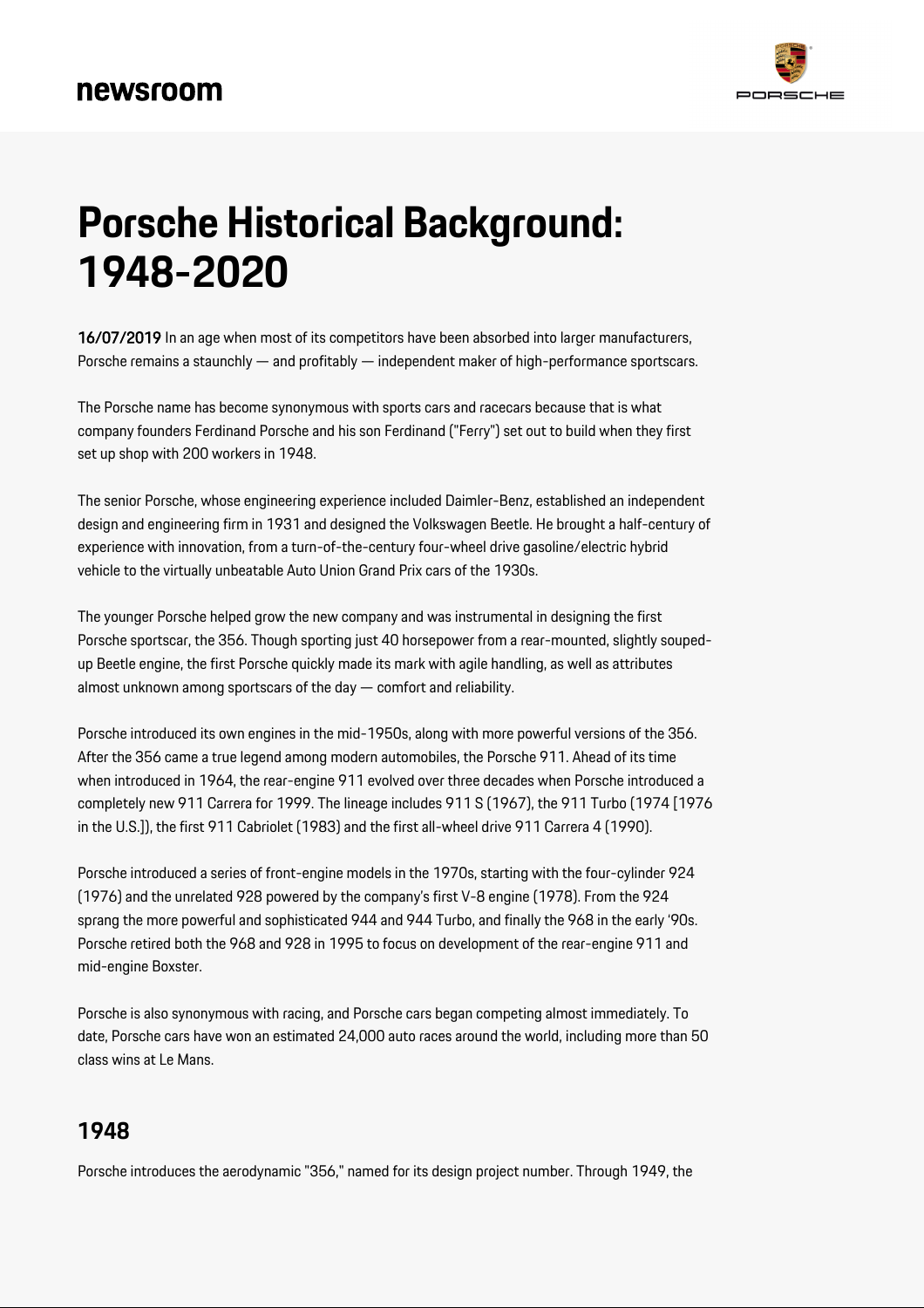# Porsche Historical Background: 1948-2020

**16/07/2019** In an age when most of its competitors have been absorbed into larger manufacturers, Porsche remains a staunchly — and profitably — independent maker of high-performance sportscars.

The Porsche name has become synonymous with sports cars and racecars because that is what company founders Ferdinand Porsche and his son Ferdinand ("Ferry") set out to build when they first set up shop with 200 workers in 1948.

The senior Porsche, whose engineering experience included Daimler-Benz, established an independent design and engineering firm in 1931 and designed the Volkswagen Beetle. He brought a half-century of experience with innovation, from a turn-of-the-century four-wheel drive gasoline/electric hybrid vehicle to the virtually unbeatable Auto Union Grand Prix cars of the 1930s.

The younger Porsche helped grow the new company and was instrumental in designing the first Porsche sportscar, the 356. Though sporting just 40 horsepower from a rear-mounted, slightly souped-up Beetle engine, the first Porsche quickly made its mark with agile handling, as well as attributes almost unknown among sportscars of the day — comfort and reliability.

Porsche introduced its own engines in the mid-1950s, along with more powerful versions of the 356. After the 356 came a true legend among modern automobiles, the Porsche 911. Ahead of its time when introduced in 1964, the rear-engine 911 evolved over three decades when Porsche introduced a completely new 911 Carrera for 1999. The lineage includes 911 S (1967), the 911 Turbo (1974 [1976 in the U.S.]), the first 911 Cabriolet (1983) and the first all-wheel drive 911 Carrera 4 (1990).

Porsche introduced a series of front-engine models in the 1970s, starting with the four-cylinder 924 (1976) and the unrelated 928 powered by the company's first V-8 engine (1978). From the 924 sprang the more powerful and sophisticated 944 and 944 Turbo, and finally the 968 in the early '90s. Porsche retired both the 968 and 928 in 1995 to focus on development of the rear-engine 911 and mid-engine Boxster.

Porsche is also synonymous with racing, and Porsche cars began competing almost immediately. To date, Porsche cars have won an estimated 24,000 auto races around the world, including more than 50 class wins at Le Mans.

## 1948

Porsche introduces the aerodynamic "356," named for its design project number. Through 1949, the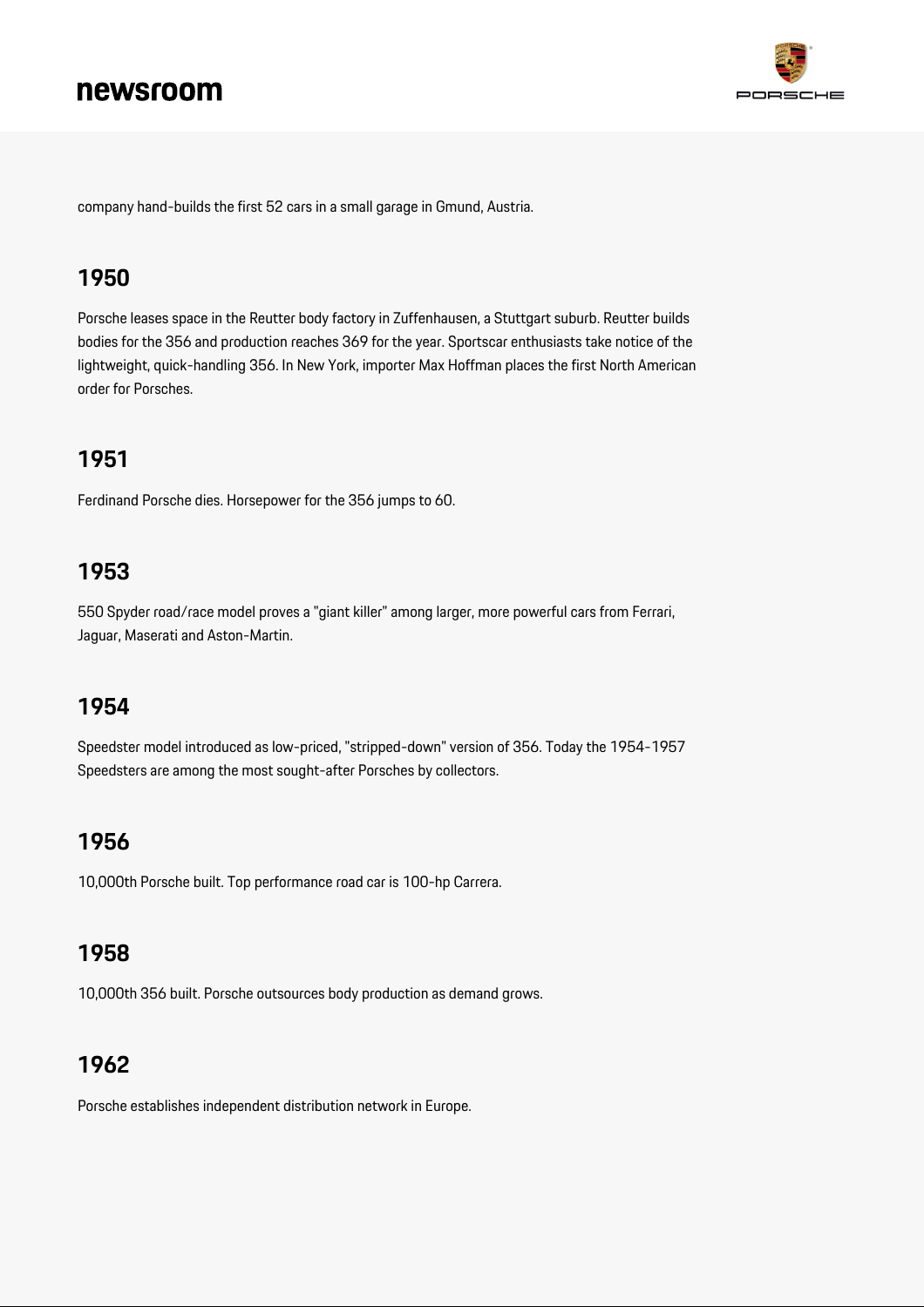company hand-builds the first 52 cars in a small garage in Gmund, Austria.

## 1950

Porsche leases space in the Reutter body factory in Zuffenhausen, a Stuttgart suburb. Reutter builds bodies for the 356 and production reaches 369 for the year. Sportscar enthusiasts take notice of the lightweight, quick-handling 356. In New York, importer Max Hoffman places the first North American order for Porsches.

## 1951

Ferdinand Porsche dies. Horsepower for the 356 jumps to 60.

## 1953

550 Spyder road/race model proves a "giant killer" among larger, more powerful cars from Ferrari, Jaguar, Maserati and Aston-Martin.

## 1954

Speedster model introduced as low-priced, "stripped-down" version of 356. Today the 1954-1957 Speedsters are among the most sought-after Porsches by collectors.

## 1956

10,000th Porsche built. Top performance road car is 100-hp Carrera.

## 1958

10,000th 356 built. Porsche outsources body production as demand grows.

## 1962

Porsche establishes independent distribution network in Europe.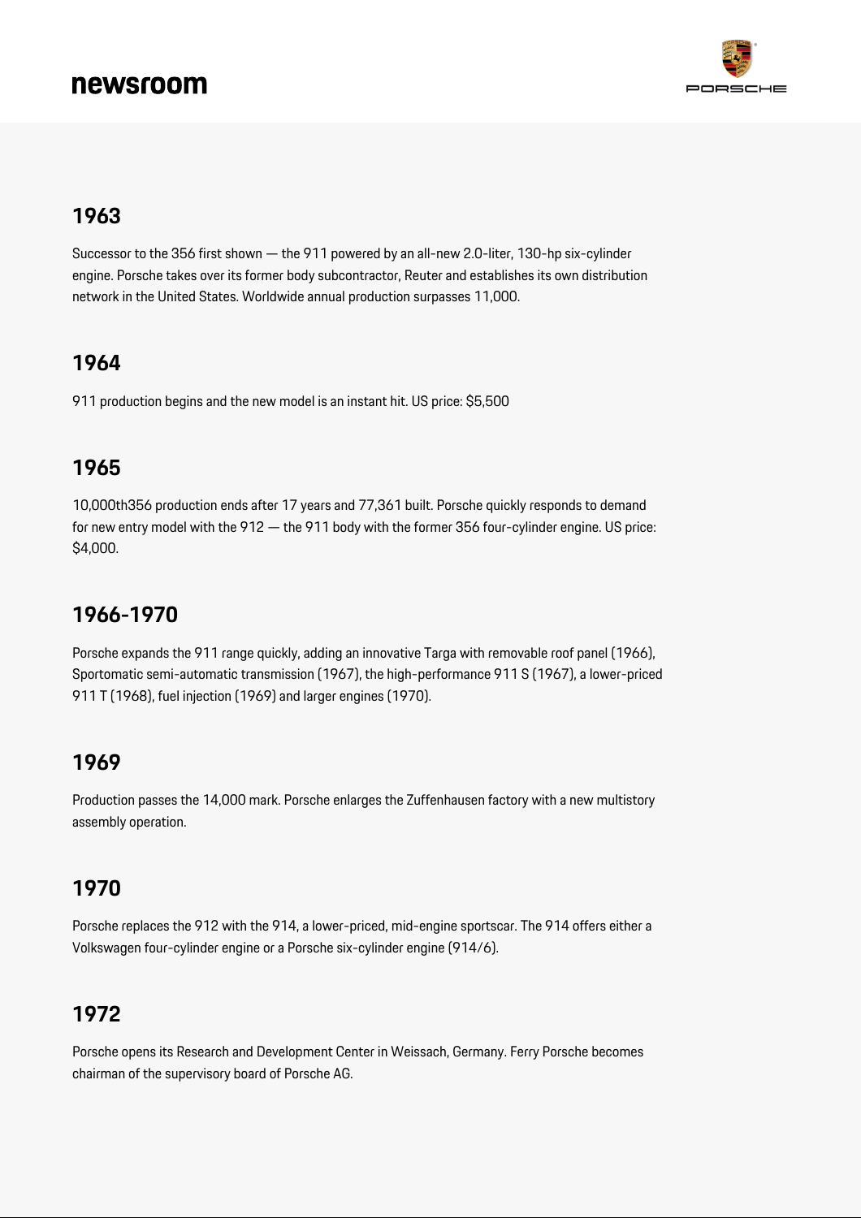## 1963

Successor to the 356 first shown — the 911 powered by an all-new 2.0-liter, 130-hp six-cylinder engine. Porsche takes over its former body subcontractor, Reuter and establishes its own distribution network in the United States. Worldwide annual production surpasses 11,000.

## 1964

911 production begins and the new model is an instant hit. US price: $5,500

## 1965

10,000th356 production ends after 17 years and 77,361 built. Porsche quickly responds to demand for new entry model with the 912 — the 911 body with the former 356 four-cylinder engine. US price: $4,000.

## 1966-1970

Porsche expands the 911 range quickly, adding an innovative Targa with removable roof panel (1966), Sportomatic semi-automatic transmission (1967), the high-performance 911 S (1967), a lower-priced 911 T (1968), fuel injection (1969) and larger engines (1970).

## 1969

Production passes the 14,000 mark. Porsche enlarges the Zuffenhausen factory with a new multistory assembly operation.

## 1970

Porsche replaces the 912 with the 914, a lower-priced, mid-engine sportscar. The 914 offers either a Volkswagen four-cylinder engine or a Porsche six-cylinder engine (914/6).

## 1972

Porsche opens its Research and Development Center in Weissach, Germany. Ferry Porsche becomes chairman of the supervisory board of Porsche AG.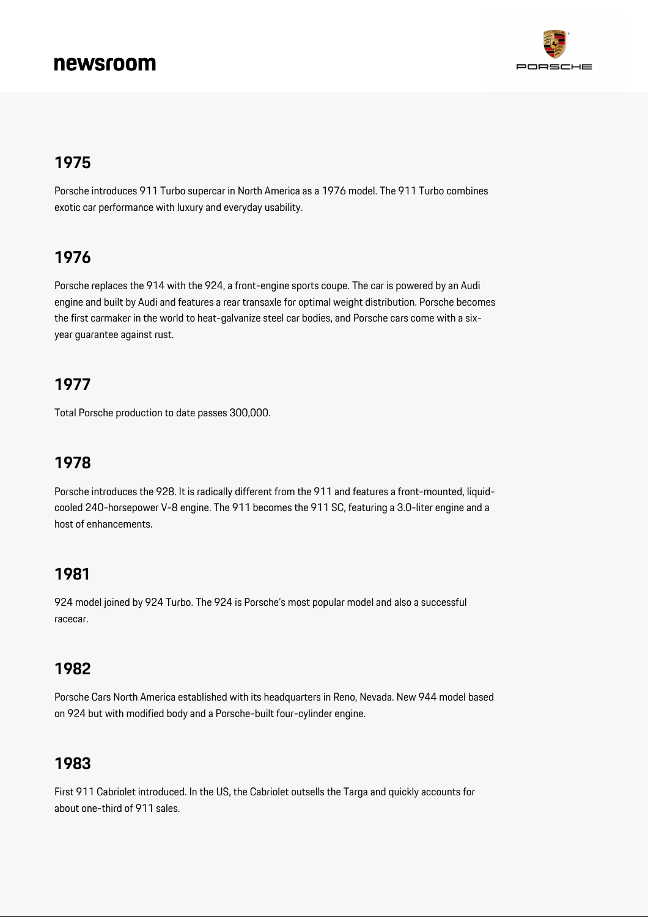## 1975

Porsche introduces 911 Turbo supercar in North America as a 1976 model. The 911 Turbo combines exotic car performance with luxury and everyday usability.

## 1976

Porsche replaces the 914 with the 924, a front-engine sports coupe. The car is powered by an Audi engine and built by Audi and features a rear transaxle for optimal weight distribution. Porsche becomes the first carmaker in the world to heat-galvanize steel car bodies, and Porsche cars come with a six-year guarantee against rust.

## 1977

Total Porsche production to date passes 300,000.

## 1978

Porsche introduces the 928. It is radically different from the 911 and features a front-mounted, liquid-cooled 240-horsepower V-8 engine. The 911 becomes the 911 SC, featuring a 3.0-liter engine and a host of enhancements.

## 1981

924 model joined by 924 Turbo. The 924 is Porsche's most popular model and also a successful racecar.

## 1982

Porsche Cars North America established with its headquarters in Reno, Nevada. New 944 model based on 924 but with modified body and a Porsche-built four-cylinder engine.

## 1983

First 911 Cabriolet introduced. In the US, the Cabriolet outsells the Targa and quickly accounts for about one-third of 911 sales.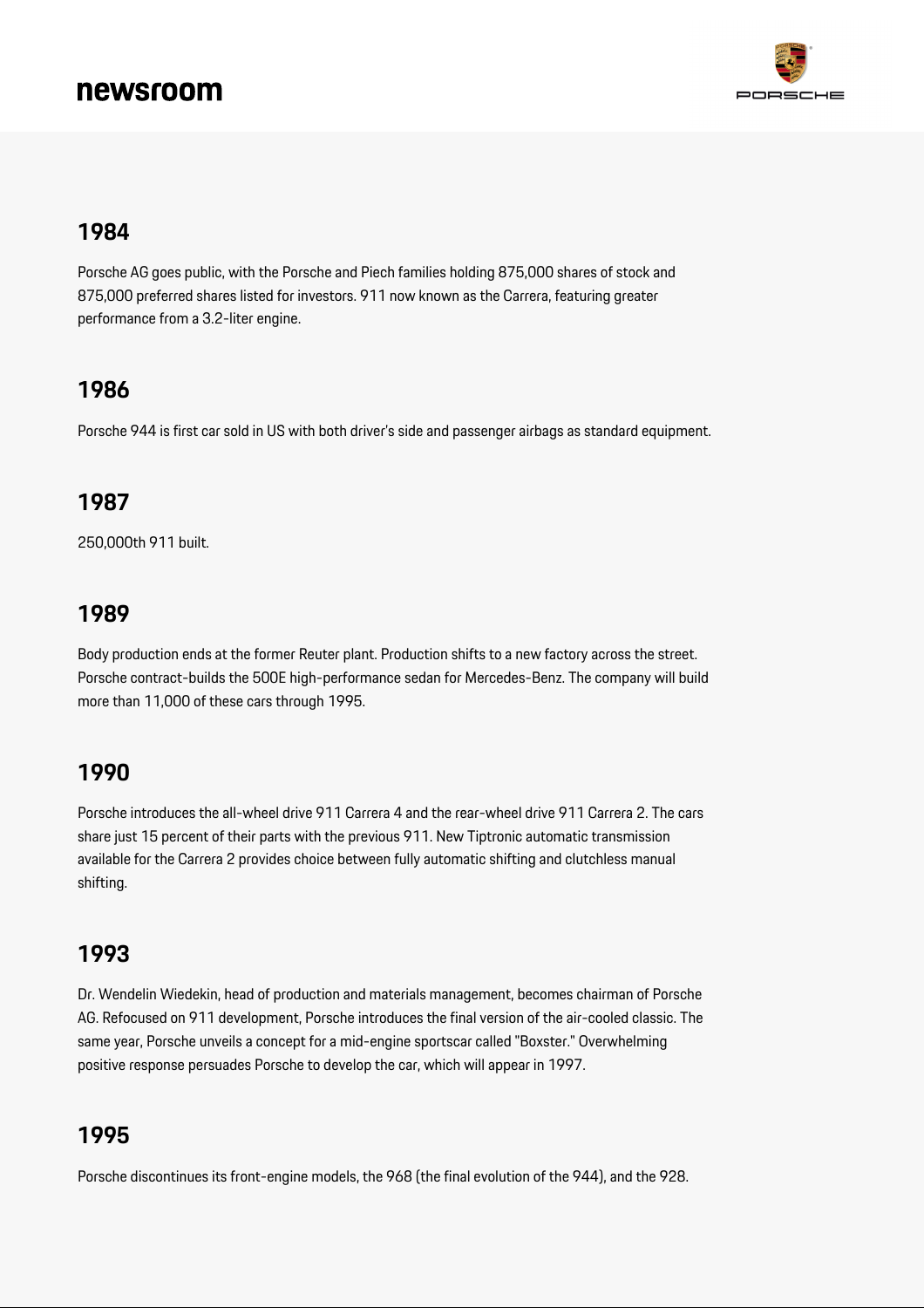## 1984

Porsche AG goes public, with the Porsche and Piech families holding 875,000 shares of stock and 875,000 preferred shares listed for investors. 911 now known as the Carrera, featuring greater performance from a 3.2-liter engine.

## 1986

Porsche 944 is first car sold in US with both driver's side and passenger airbags as standard equipment.

## 1987

250,000th 911 built.

## 1989

Body production ends at the former Reuter plant. Production shifts to a new factory across the street. Porsche contract-builds the 500E high-performance sedan for Mercedes-Benz. The company will build more than 11,000 of these cars through 1995.

## 1990

Porsche introduces the all-wheel drive 911 Carrera 4 and the rear-wheel drive 911 Carrera 2. The cars share just 15 percent of their parts with the previous 911. New Tiptronic automatic transmission available for the Carrera 2 provides choice between fully automatic shifting and clutchless manual shifting.

## 1993

Dr. Wendelin Wiedekin, head of production and materials management, becomes chairman of Porsche AG. Refocused on 911 development, Porsche introduces the final version of the air-cooled classic. The same year, Porsche unveils a concept for a mid-engine sportscar called "Boxster." Overwhelming positive response persuades Porsche to develop the car, which will appear in 1997.

## 1995

Porsche discontinues its front-engine models, the 968 (the final evolution of the 944), and the 928.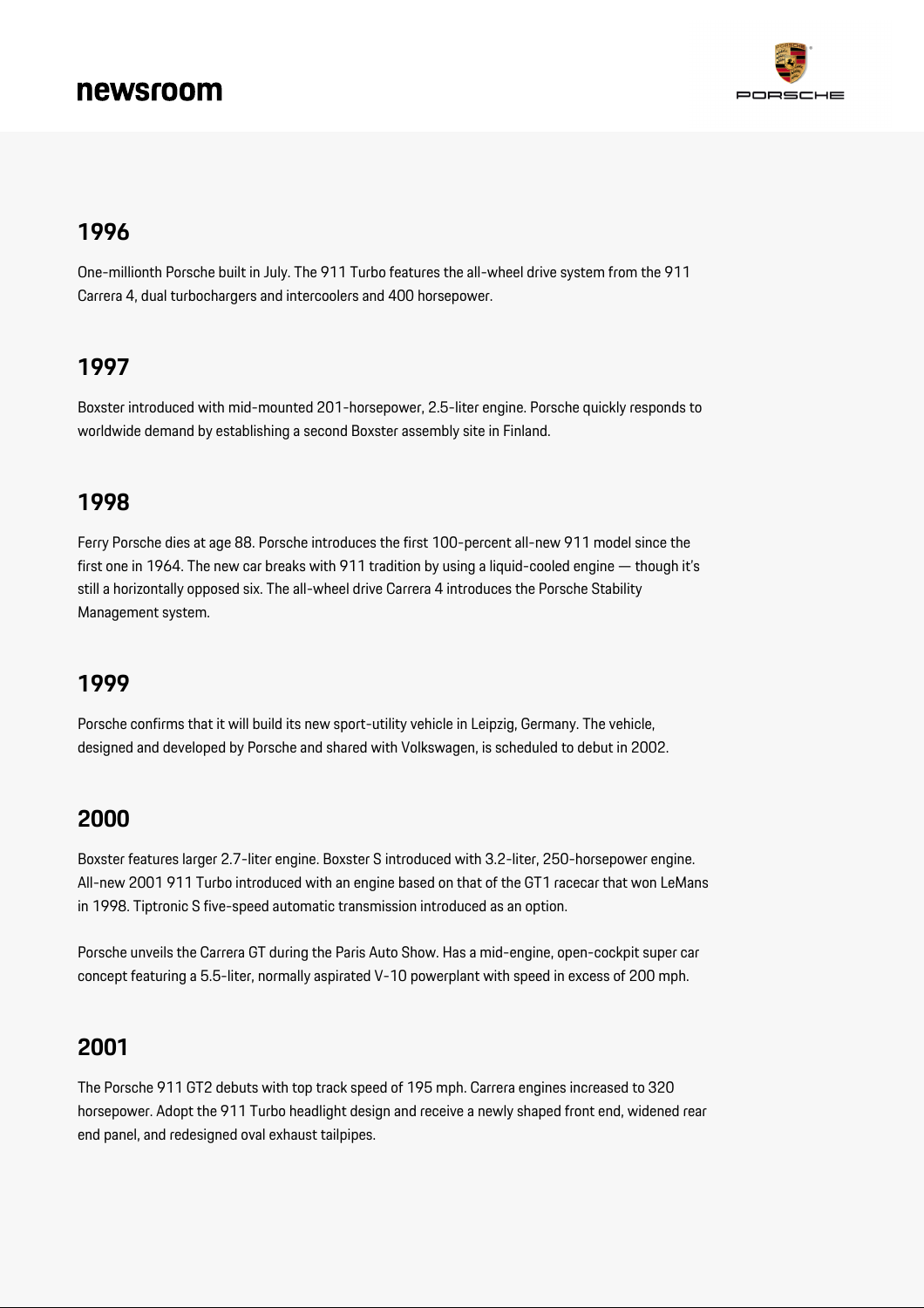## 1996

One-millionth Porsche built in July. The 911 Turbo features the all-wheel drive system from the 911 Carrera 4, dual turbochargers and intercoolers and 400 horsepower.

## 1997

Boxster introduced with mid-mounted 201-horsepower, 2.5-liter engine. Porsche quickly responds to worldwide demand by establishing a second Boxster assembly site in Finland.

## 1998

Ferry Porsche dies at age 88. Porsche introduces the first 100-percent all-new 911 model since the first one in 1964. The new car breaks with 911 tradition by using a liquid-cooled engine — though it's still a horizontally opposed six. The all-wheel drive Carrera 4 introduces the Porsche Stability Management system.

## 1999

Porsche confirms that it will build its new sport-utility vehicle in Leipzig, Germany. The vehicle, designed and developed by Porsche and shared with Volkswagen, is scheduled to debut in 2002.

## 2000

Boxster features larger 2.7-liter engine. Boxster S introduced with 3.2-liter, 250-horsepower engine. All-new 2001 911 Turbo introduced with an engine based on that of the GT1 racecar that won LeMans in 1998. Tiptronic S five-speed automatic transmission introduced as an option.

Porsche unveils the Carrera GT during the Paris Auto Show. Has a mid-engine, open-cockpit super car concept featuring a 5.5-liter, normally aspirated V-10 powerplant with speed in excess of 200 mph.

## 2001

The Porsche 911 GT2 debuts with top track speed of 195 mph. Carrera engines increased to 320 horsepower. Adopt the 911 Turbo headlight design and receive a newly shaped front end, widened rear end panel, and redesigned oval exhaust tailpipes.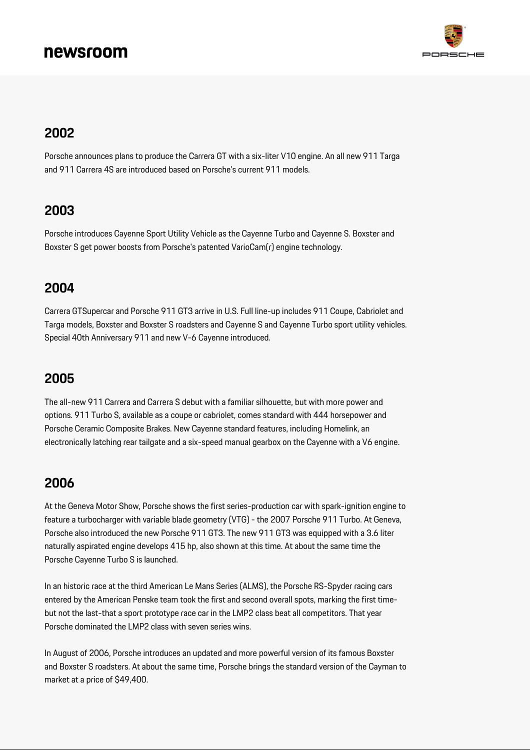## 2002

Porsche announces plans to produce the Carrera GT with a six-liter V10 engine. An all new 911 Targa and 911 Carrera 4S are introduced based on Porsche's current 911 models.

## 2003

Porsche introduces Cayenne Sport Utility Vehicle as the Cayenne Turbo and Cayenne S. Boxster and Boxster S get power boosts from Porsche's patented VarioCam(r) engine technology.

## 2004

Carrera GTSupercar and Porsche 911 GT3 arrive in U.S. Full line-up includes 911 Coupe, Cabriolet and Targa models, Boxster and Boxster S roadsters and Cayenne S and Cayenne Turbo sport utility vehicles. Special 40th Anniversary 911 and new V-6 Cayenne introduced.

## 2005

The all-new 911 Carrera and Carrera S debut with a familiar silhouette, but with more power and options. 911 Turbo S, available as a coupe or cabriolet, comes standard with 444 horsepower and Porsche Ceramic Composite Brakes. New Cayenne standard features, including Homelink, an electronically latching rear tailgate and a six-speed manual gearbox on the Cayenne with a V6 engine.

## 2006

At the Geneva Motor Show, Porsche shows the first series-production car with spark-ignition engine to feature a turbocharger with variable blade geometry (VTG) - the 2007 Porsche 911 Turbo. At Geneva, Porsche also introduced the new Porsche 911 GT3. The new 911 GT3 was equipped with a 3.6 liter naturally aspirated engine develops 415 hp, also shown at this time. At about the same time the Porsche Cayenne Turbo S is launched.

In an historic race at the third American Le Mans Series (ALMS), the Porsche RS-Spyder racing cars entered by the American Penske team took the first and second overall spots, marking the first time-but not the last-that a sport prototype race car in the LMP2 class beat all competitors. That year Porsche dominated the LMP2 class with seven series wins.

In August of 2006, Porsche introduces an updated and more powerful version of its famous Boxster and Boxster S roadsters. At about the same time, Porsche brings the standard version of the Cayman to market at a price of $49,400.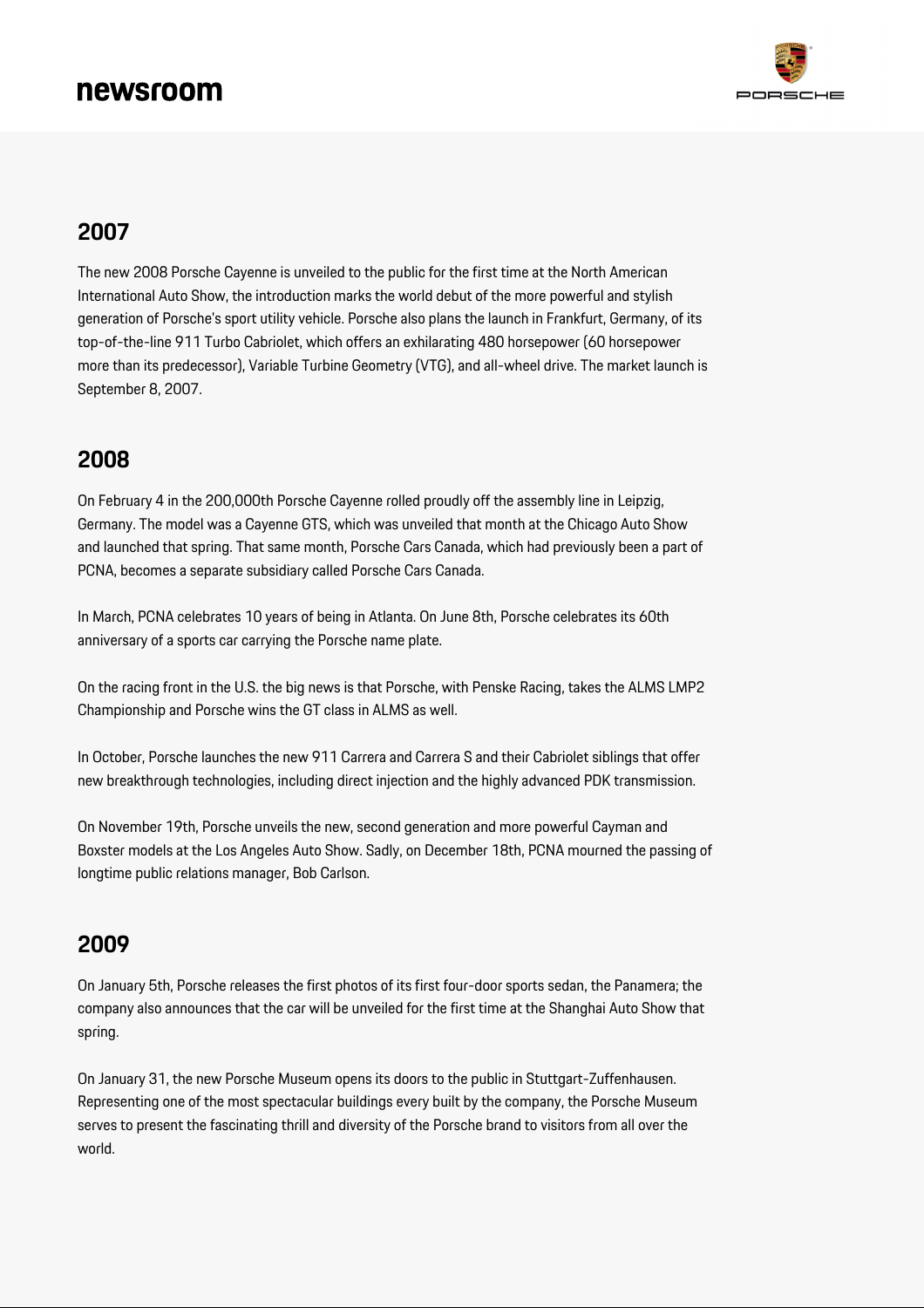## 2007

The new 2008 Porsche Cayenne is unveiled to the public for the first time at the North American International Auto Show, the introduction marks the world debut of the more powerful and stylish generation of Porsche's sport utility vehicle. Porsche also plans the launch in Frankfurt, Germany, of its top-of-the-line 911 Turbo Cabriolet, which offers an exhilarating 480 horsepower (60 horsepower more than its predecessor), Variable Turbine Geometry (VTG), and all-wheel drive. The market launch is September 8, 2007.

## 2008

On February 4 in the 200,000th Porsche Cayenne rolled proudly off the assembly line in Leipzig, Germany. The model was a Cayenne GTS, which was unveiled that month at the Chicago Auto Show and launched that spring. That same month, Porsche Cars Canada, which had previously been a part of PCNA, becomes a separate subsidiary called Porsche Cars Canada.

In March, PCNA celebrates 10 years of being in Atlanta. On June 8th, Porsche celebrates its 60th anniversary of a sports car carrying the Porsche name plate.

On the racing front in the U.S. the big news is that Porsche, with Penske Racing, takes the ALMS LMP2 Championship and Porsche wins the GT class in ALMS as well.

In October, Porsche launches the new 911 Carrera and Carrera S and their Cabriolet siblings that offer new breakthrough technologies, including direct injection and the highly advanced PDK transmission.

On November 19th, Porsche unveils the new, second generation and more powerful Cayman and Boxster models at the Los Angeles Auto Show. Sadly, on December 18th, PCNA mourned the passing of longtime public relations manager, Bob Carlson.

## 2009

On January 5th, Porsche releases the first photos of its first four-door sports sedan, the Panamera; the company also announces that the car will be unveiled for the first time at the Shanghai Auto Show that spring.

On January 31, the new Porsche Museum opens its doors to the public in Stuttgart-Zuffenhausen. Representing one of the most spectacular buildings every built by the company, the Porsche Museum serves to present the fascinating thrill and diversity of the Porsche brand to visitors from all over the world.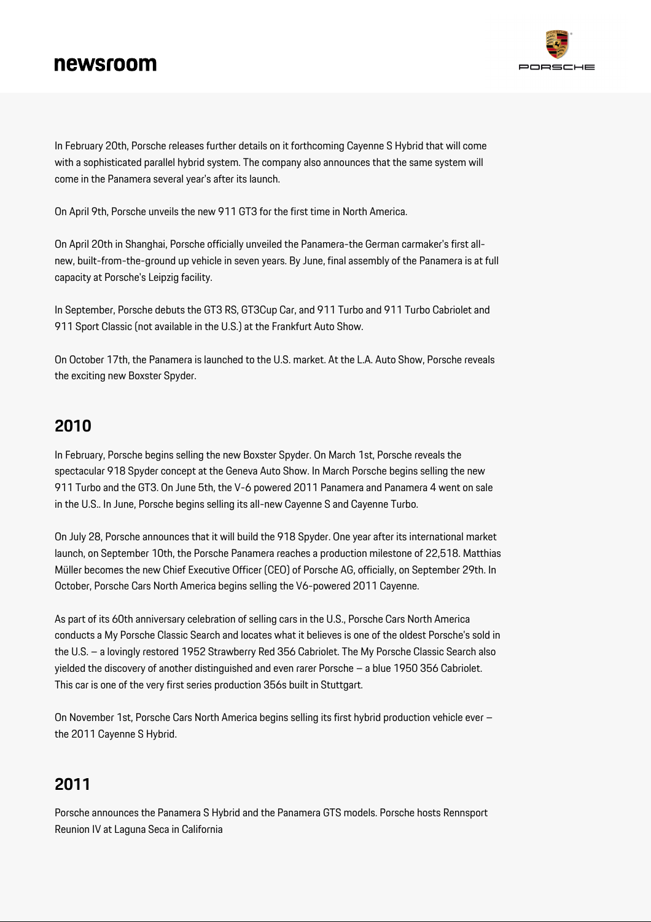In February 20th, Porsche releases further details on it forthcoming Cayenne S Hybrid that will come with a sophisticated parallel hybrid system. The company also announces that the same system will come in the Panamera several year's after its launch.

On April 9th, Porsche unveils the new 911 GT3 for the first time in North America.

On April 20th in Shanghai, Porsche officially unveiled the Panamera-the German carmaker's first all-new, built-from-the-ground up vehicle in seven years. By June, final assembly of the Panamera is at full capacity at Porsche's Leipzig facility.

In September, Porsche debuts the GT3 RS, GT3Cup Car, and 911 Turbo and 911 Turbo Cabriolet and 911 Sport Classic (not available in the U.S.) at the Frankfurt Auto Show.

On October 17th, the Panamera is launched to the U.S. market. At the L.A. Auto Show, Porsche reveals the exciting new Boxster Spyder.

## 2010

In February, Porsche begins selling the new Boxster Spyder. On March 1st, Porsche reveals the spectacular 918 Spyder concept at the Geneva Auto Show. In March Porsche begins selling the new 911 Turbo and the GT3. On June 5th, the V-6 powered 2011 Panamera and Panamera 4 went on sale in the U.S.. In June, Porsche begins selling its all-new Cayenne S and Cayenne Turbo.

On July 28, Porsche announces that it will build the 918 Spyder. One year after its international market launch, on September 10th, the Porsche Panamera reaches a production milestone of 22,518. Matthias Müller becomes the new Chief Executive Officer (CEO) of Porsche AG, officially, on September 29th. In October, Porsche Cars North America begins selling the V6-powered 2011 Cayenne.

As part of its 60th anniversary celebration of selling cars in the U.S., Porsche Cars North America conducts a My Porsche Classic Search and locates what it believes is one of the oldest Porsche's sold in the U.S. – a lovingly restored 1952 Strawberry Red 356 Cabriolet. The My Porsche Classic Search also yielded the discovery of another distinguished and even rarer Porsche – a blue 1950 356 Cabriolet. This car is one of the very first series production 356s built in Stuttgart.

On November 1st, Porsche Cars North America begins selling its first hybrid production vehicle ever – the 2011 Cayenne S Hybrid.

## 2011

Porsche announces the Panamera S Hybrid and the Panamera GTS models. Porsche hosts Rennsport Reunion IV at Laguna Seca in California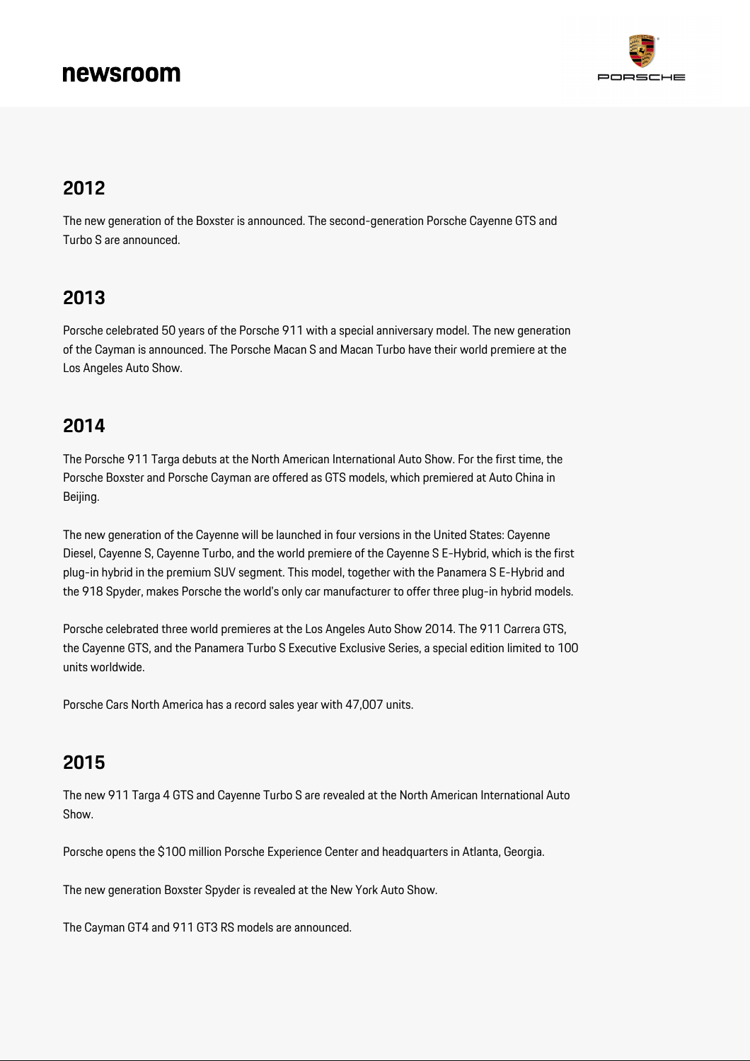## 2012

The new generation of the Boxster is announced. The second-generation Porsche Cayenne GTS and Turbo S are announced.

## 2013

Porsche celebrated 50 years of the Porsche 911 with a special anniversary model. The new generation of the Cayman is announced. The Porsche Macan S and Macan Turbo have their world premiere at the Los Angeles Auto Show.

## 2014

The Porsche 911 Targa debuts at the North American International Auto Show. For the first time, the Porsche Boxster and Porsche Cayman are offered as GTS models, which premiered at Auto China in Beijing.

The new generation of the Cayenne will be launched in four versions in the United States: Cayenne Diesel, Cayenne S, Cayenne Turbo, and the world premiere of the Cayenne S E-Hybrid, which is the first plug-in hybrid in the premium SUV segment. This model, together with the Panamera S E-Hybrid and the 918 Spyder, makes Porsche the world's only car manufacturer to offer three plug-in hybrid models.

Porsche celebrated three world premieres at the Los Angeles Auto Show 2014. The 911 Carrera GTS, the Cayenne GTS, and the Panamera Turbo S Executive Exclusive Series, a special edition limited to 100 units worldwide.

Porsche Cars North America has a record sales year with 47,007 units.

## 2015

The new 911 Targa 4 GTS and Cayenne Turbo S are revealed at the North American International Auto Show.

Porsche opens the $100 million Porsche Experience Center and headquarters in Atlanta, Georgia.

The new generation Boxster Spyder is revealed at the New York Auto Show.

The Cayman GT4 and 911 GT3 RS models are announced.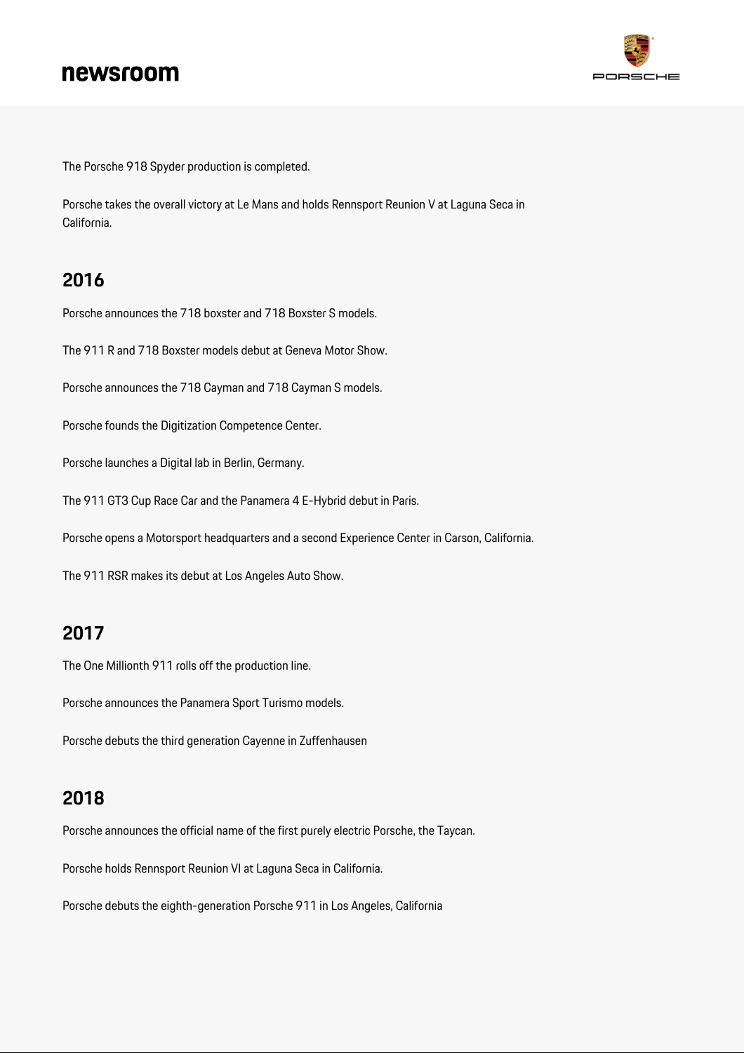The Porsche 918 Spyder production is completed.

Porsche takes the overall victory at Le Mans and holds Rennsport Reunion V at Laguna Seca in California.

## 2016

Porsche announces the 718 boxster and 718 Boxster S models.

The 911 R and 718 Boxster models debut at Geneva Motor Show.

Porsche announces the 718 Cayman and 718 Cayman S models.

Porsche founds the Digitization Competence Center.

Porsche launches a Digital lab in Berlin, Germany.

The 911 GT3 Cup Race Car and the Panamera 4 E-Hybrid debut in Paris.

Porsche opens a Motorsport headquarters and a second Experience Center in Carson, California.

The 911 RSR makes its debut at Los Angeles Auto Show.

## 2017

The One Millionth 911 rolls off the production line.

Porsche announces the Panamera Sport Turismo models.

Porsche debuts the third generation Cayenne in Zuffenhausen

## 2018

Porsche announces the official name of the first purely electric Porsche, the Taycan.

Porsche holds Rennsport Reunion VI at Laguna Seca in California.

Porsche debuts the eighth-generation Porsche 911 in Los Angeles, California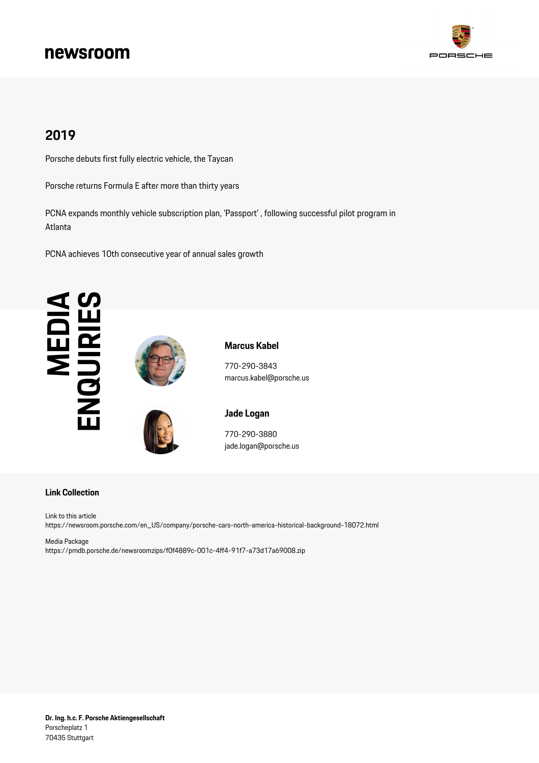## 2019

Porsche debuts first fully electric vehicle, the Taycan

Porsche returns Formula E after more than thirty years

PCNA expands monthly vehicle subscription plan, 'Passport' , following successful pilot program in Atlanta

PCNA achieves 10th consecutive year of annual sales growth

## MEDIA ENQUIRIES

**Marcus Kabel**

770-290-3843
marcus.kabel@porsche.us

**Jade Logan**

770-290-3880
jade.logan@porsche.us

**Link Collection**

Link to this article
https://newsroom.porsche.com/en_US/company/porsche-cars-north-america-historical-background-18072.html

Media Package
https://pmdb.porsche.de/newsroomzips/f0f4889c-001c-4ff4-91f7-a73d17a69008.zip

**Dr. Ing. h.c. F. Porsche Aktiengesellschaft**
Porscheplatz 1
70435 Stuttgart